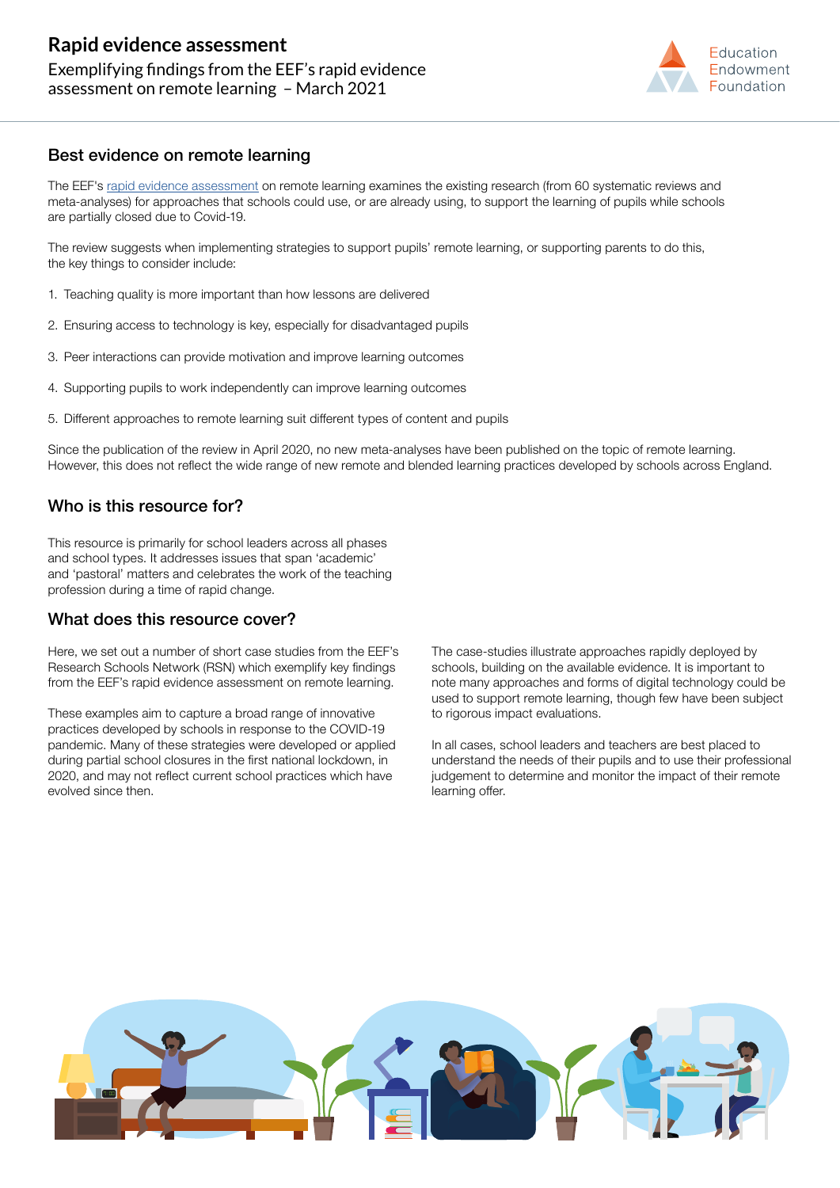# Rapid evidence assessment

Exemplifying findings from the EEF's rapid evidence assessment on remote learning – March 2021

## Best evidence on remote learning

The EEF's rapid evidence assessment on remote learning examines the existing research (from 60 systematic reviews and meta-analyses) for approaches that schools could use, or are already using, to support the learning of pupils while schools are partially closed due to Covid-19.

The review suggests when implementing strategies to support pupils' remote learning, or supporting parents to do this, the key things to consider include:

1. Teaching quality is more important than how lessons are delivered
2. Ensuring access to technology is key, especially for disadvantaged pupils
3. Peer interactions can provide motivation and improve learning outcomes
4. Supporting pupils to work independently can improve learning outcomes
5. Different approaches to remote learning suit different types of content and pupils

Since the publication of the review in April 2020, no new meta-analyses have been published on the topic of remote learning. However, this does not reflect the wide range of new remote and blended learning practices developed by schools across England.

## Who is this resource for?

This resource is primarily for school leaders across all phases and school types. It addresses issues that span 'academic' and 'pastoral' matters and celebrates the work of the teaching profession during a time of rapid change.

## What does this resource cover?

Here, we set out a number of short case studies from the EEF's Research Schools Network (RSN) which exemplify key findings from the EEF's rapid evidence assessment on remote learning.

These examples aim to capture a broad range of innovative practices developed by schools in response to the COVID-19 pandemic. Many of these strategies were developed or applied during partial school closures in the first national lockdown, in 2020, and may not reflect current school practices which have evolved since then.

The case-studies illustrate approaches rapidly deployed by schools, building on the available evidence. It is important to note many approaches and forms of digital technology could be used to support remote learning, though few have been subject to rigorous impact evaluations.

In all cases, school leaders and teachers are best placed to understand the needs of their pupils and to use their professional judgement to determine and monitor the impact of their remote learning offer.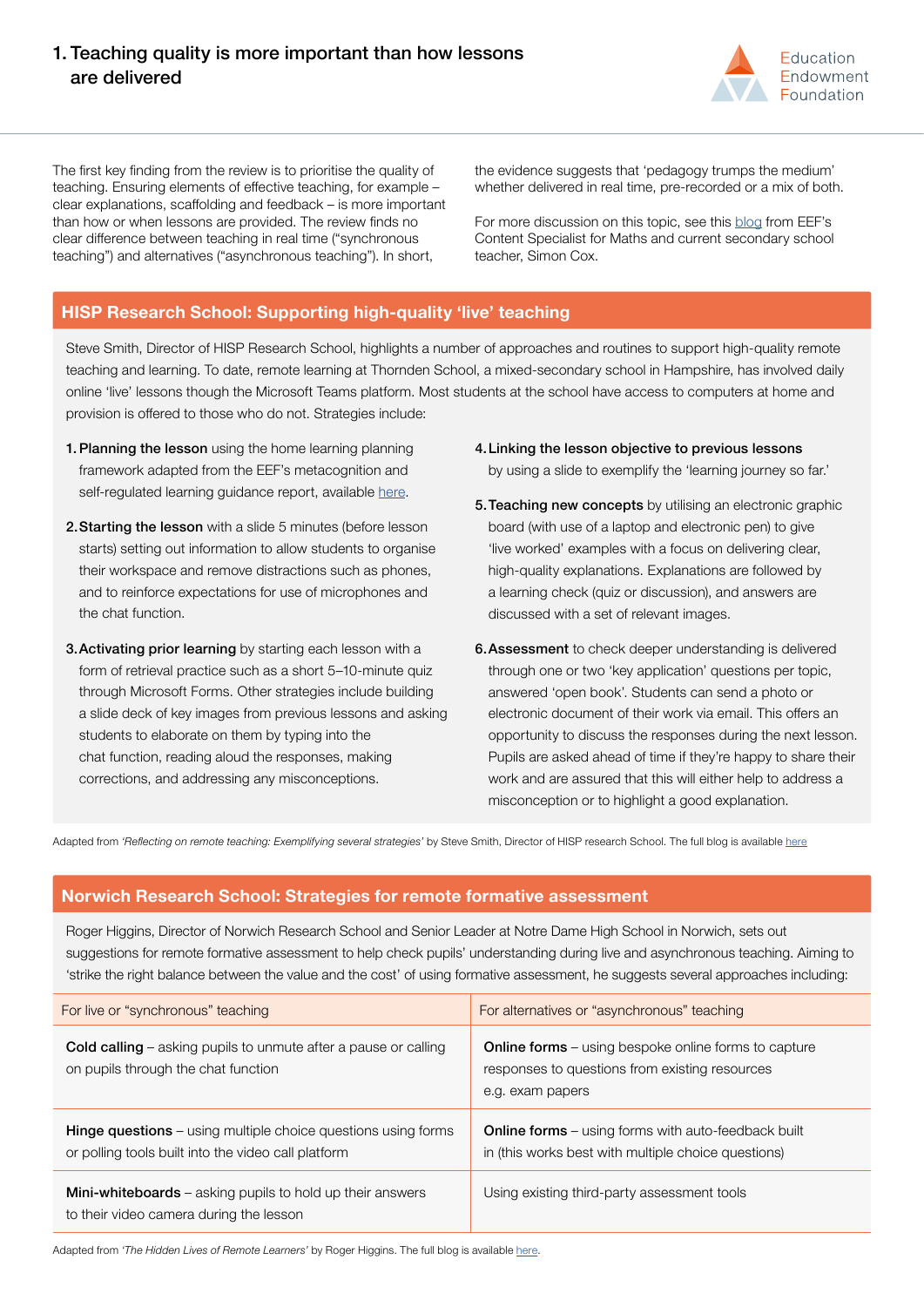## 1. Teaching quality is more important than how lessons are delivered

The first key finding from the review is to prioritise the quality of teaching. Ensuring elements of effective teaching, for example – clear explanations, scaffolding and feedback – is more important than how or when lessons are provided. The review finds no clear difference between teaching in real time ("synchronous teaching") and alternatives ("asynchronous teaching"). In short, the evidence suggests that 'pedagogy trumps the medium' whether delivered in real time, pre-recorded or a mix of both.

For more discussion on this topic, see this blog from EEF's Content Specialist for Maths and current secondary school teacher, Simon Cox.

### HISP Research School: Supporting high-quality 'live' teaching

Steve Smith, Director of HISP Research School, highlights a number of approaches and routines to support high-quality remote teaching and learning. To date, remote learning at Thornden School, a mixed-secondary school in Hampshire, has involved daily online 'live' lessons though the Microsoft Teams platform. Most students at the school have access to computers at home and provision is offered to those who do not. Strategies include:

1. **Planning the lesson** using the home learning planning framework adapted from the EEF's metacognition and self-regulated learning guidance report, available here.
2. **Starting the lesson** with a slide 5 minutes (before lesson starts) setting out information to allow students to organise their workspace and remove distractions such as phones, and to reinforce expectations for use of microphones and the chat function.
3. **Activating prior learning** by starting each lesson with a form of retrieval practice such as a short 5–10-minute quiz through Microsoft Forms. Other strategies include building a slide deck of key images from previous lessons and asking students to elaborate on them by typing into the chat function, reading aloud the responses, making corrections, and addressing any misconceptions.
4. **Linking the lesson objective to previous lessons** by using a slide to exemplify the 'learning journey so far.'
5. **Teaching new concepts** by utilising an electronic graphic board (with use of a laptop and electronic pen) to give 'live worked' examples with a focus on delivering clear, high-quality explanations. Explanations are followed by a learning check (quiz or discussion), and answers are discussed with a set of relevant images.
6. **Assessment** to check deeper understanding is delivered through one or two 'key application' questions per topic, answered 'open book'. Students can send a photo or electronic document of their work via email. This offers an opportunity to discuss the responses during the next lesson. Pupils are asked ahead of time if they're happy to share their work and are assured that this will either help to address a misconception or to highlight a good explanation.

Adapted from *'Reflecting on remote teaching: Exemplifying several strategies'* by Steve Smith, Director of HISP research School. The full blog is available here

### Norwich Research School: Strategies for remote formative assessment

Roger Higgins, Director of Norwich Research School and Senior Leader at Notre Dame High School in Norwich, sets out suggestions for remote formative assessment to help check pupils' understanding during live and asynchronous teaching. Aiming to 'strike the right balance between the value and the cost' of using formative assessment, he suggests several approaches including:

| For live or "synchronous" teaching | For alternatives or "asynchronous" teaching |
|---|---|
| **Cold calling** – asking pupils to unmute after a pause or calling on pupils through the chat function | **Online forms** – using bespoke online forms to capture responses to questions from existing resources e.g. exam papers |
| **Hinge questions** – using multiple choice questions using forms or polling tools built into the video call platform | **Online forms** – using forms with auto-feedback built in (this works best with multiple choice questions) |
| **Mini-whiteboards** – asking pupils to hold up their answers to their video camera during the lesson | Using existing third-party assessment tools |

Adapted from *'The Hidden Lives of Remote Learners'* by Roger Higgins. The full blog is available here.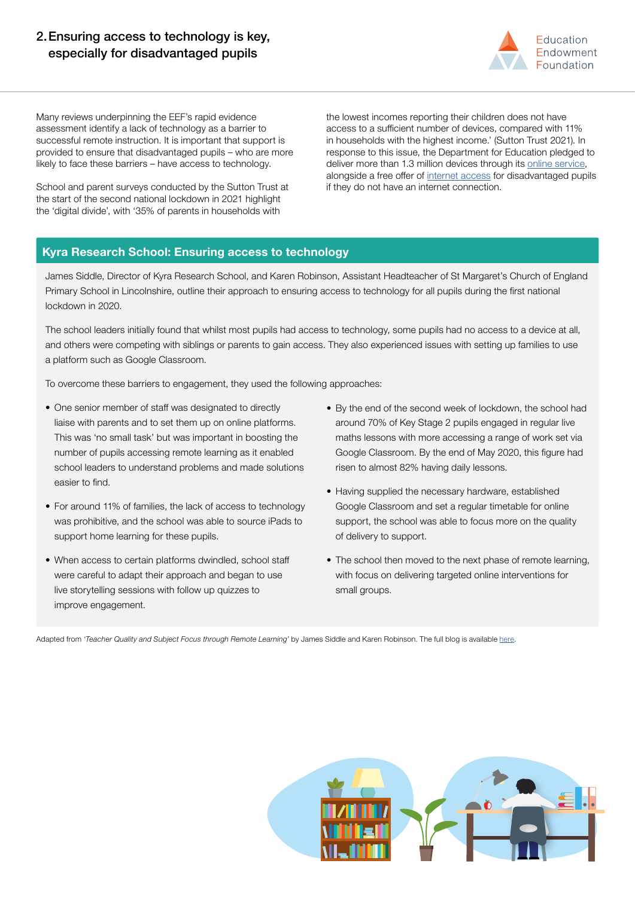## 2. Ensuring access to technology is key, especially for disadvantaged pupils

Many reviews underpinning the EEF's rapid evidence assessment identify a lack of technology as a barrier to successful remote instruction. It is important that support is provided to ensure that disadvantaged pupils – who are more likely to face these barriers – have access to technology.

School and parent surveys conducted by the Sutton Trust at the start of the second national lockdown in 2021 highlight the 'digital divide', with '35% of parents in households with the lowest incomes reporting their children does not have access to a sufficient number of devices, compared with 11% in households with the highest income.' (Sutton Trust 2021). In response to this issue, the Department for Education pledged to deliver more than 1.3 million devices through its online service, alongside a free offer of internet access for disadvantaged pupils if they do not have an internet connection.

### Kyra Research School: Ensuring access to technology

James Siddle, Director of Kyra Research School, and Karen Robinson, Assistant Headteacher of St Margaret's Church of England Primary School in Lincolnshire, outline their approach to ensuring access to technology for all pupils during the first national lockdown in 2020.

The school leaders initially found that whilst most pupils had access to technology, some pupils had no access to a device at all, and others were competing with siblings or parents to gain access. They also experienced issues with setting up families to use a platform such as Google Classroom.

To overcome these barriers to engagement, they used the following approaches:

- One senior member of staff was designated to directly liaise with parents and to set them up on online platforms. This was 'no small task' but was important in boosting the number of pupils accessing remote learning as it enabled school leaders to understand problems and made solutions easier to find.
- For around 11% of families, the lack of access to technology was prohibitive, and the school was able to source iPads to support home learning for these pupils.
- When access to certain platforms dwindled, school staff were careful to adapt their approach and began to use live storytelling sessions with follow up quizzes to improve engagement.
- By the end of the second week of lockdown, the school had around 70% of Key Stage 2 pupils engaged in regular live maths lessons with more accessing a range of work set via Google Classroom. By the end of May 2020, this figure had risen to almost 82% having daily lessons.
- Having supplied the necessary hardware, established Google Classroom and set a regular timetable for online support, the school was able to focus more on the quality of delivery to support.
- The school then moved to the next phase of remote learning, with focus on delivering targeted online interventions for small groups.

Adapted from *'Teacher Quality and Subject Focus through Remote Learning'* by James Siddle and Karen Robinson. The full blog is available here.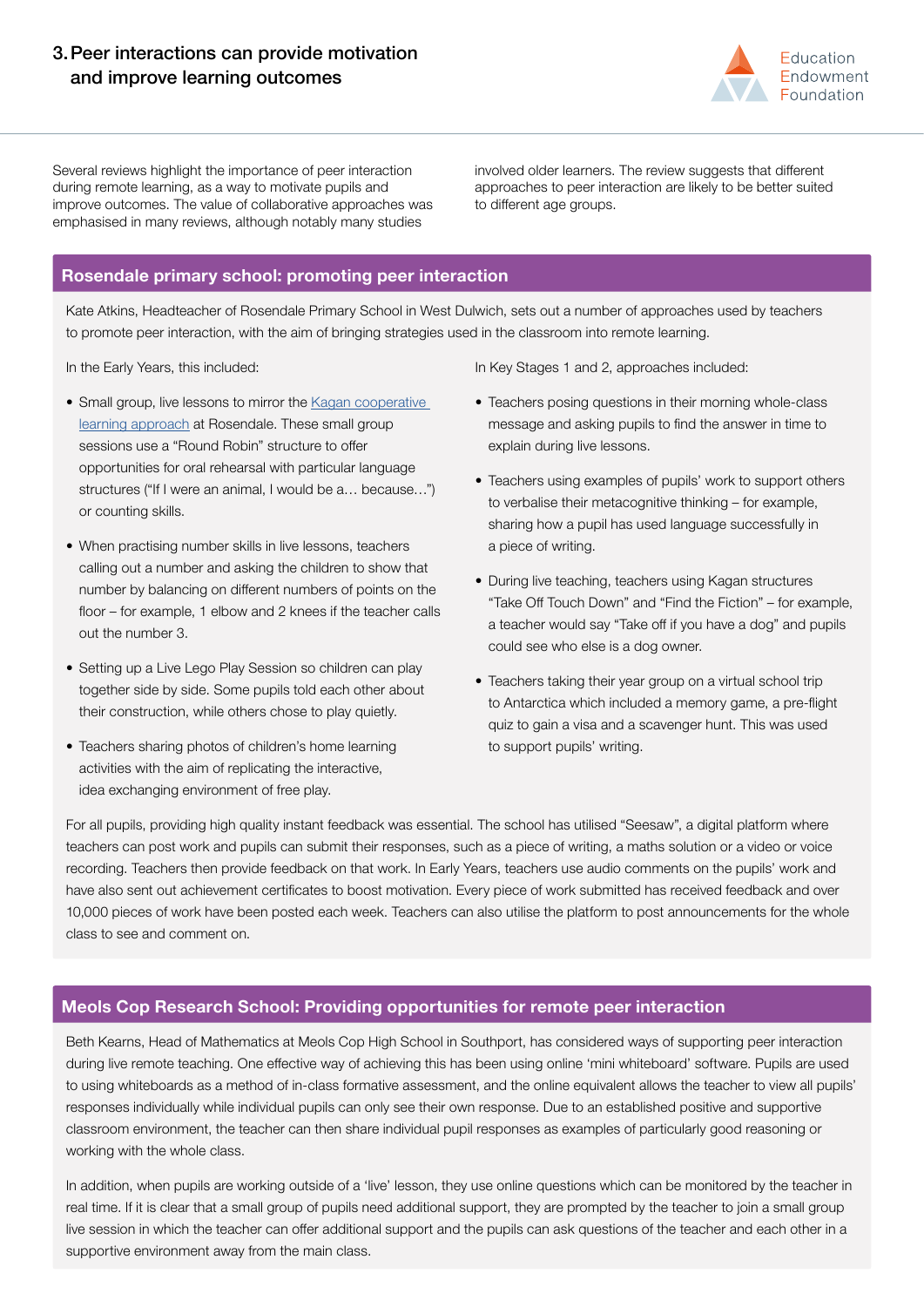## 3. Peer interactions can provide motivation and improve learning outcomes

Several reviews highlight the importance of peer interaction during remote learning, as a way to motivate pupils and improve outcomes. The value of collaborative approaches was emphasised in many reviews, although notably many studies involved older learners. The review suggests that different approaches to peer interaction are likely to be better suited to different age groups.

### Rosendale primary school: promoting peer interaction

Kate Atkins, Headteacher of Rosendale Primary School in West Dulwich, sets out a number of approaches used by teachers to promote peer interaction, with the aim of bringing strategies used in the classroom into remote learning.

In the Early Years, this included:

- Small group, live lessons to mirror the [Kagan cooperative learning approach]() at Rosendale. These small group sessions use a "Round Robin" structure to offer opportunities for oral rehearsal with particular language structures ("If I were an animal, I would be a… because…") or counting skills.
- When practising number skills in live lessons, teachers calling out a number and asking the children to show that number by balancing on different numbers of points on the floor – for example, 1 elbow and 2 knees if the teacher calls out the number 3.
- Setting up a Live Lego Play Session so children can play together side by side. Some pupils told each other about their construction, while others chose to play quietly.
- Teachers sharing photos of children's home learning activities with the aim of replicating the interactive, idea exchanging environment of free play.

In Key Stages 1 and 2, approaches included:

- Teachers posing questions in their morning whole-class message and asking pupils to find the answer in time to explain during live lessons.
- Teachers using examples of pupils' work to support others to verbalise their metacognitive thinking – for example, sharing how a pupil has used language successfully in a piece of writing.
- During live teaching, teachers using Kagan structures "Take Off Touch Down" and "Find the Fiction" – for example, a teacher would say "Take off if you have a dog" and pupils could see who else is a dog owner.
- Teachers taking their year group on a virtual school trip to Antarctica which included a memory game, a pre-flight quiz to gain a visa and a scavenger hunt. This was used to support pupils' writing.

For all pupils, providing high quality instant feedback was essential. The school has utilised "Seesaw", a digital platform where teachers can post work and pupils can submit their responses, such as a piece of writing, a maths solution or a video or voice recording. Teachers then provide feedback on that work. In Early Years, teachers use audio comments on the pupils' work and have also sent out achievement certificates to boost motivation. Every piece of work submitted has received feedback and over 10,000 pieces of work have been posted each week. Teachers can also utilise the platform to post announcements for the whole class to see and comment on.

### Meols Cop Research School: Providing opportunities for remote peer interaction

Beth Kearns, Head of Mathematics at Meols Cop High School in Southport, has considered ways of supporting peer interaction during live remote teaching. One effective way of achieving this has been using online 'mini whiteboard' software. Pupils are used to using whiteboards as a method of in-class formative assessment, and the online equivalent allows the teacher to view all pupils' responses individually while individual pupils can only see their own response. Due to an established positive and supportive classroom environment, the teacher can then share individual pupil responses as examples of particularly good reasoning or working with the whole class.

In addition, when pupils are working outside of a 'live' lesson, they use online questions which can be monitored by the teacher in real time. If it is clear that a small group of pupils need additional support, they are prompted by the teacher to join a small group live session in which the teacher can offer additional support and the pupils can ask questions of the teacher and each other in a supportive environment away from the main class.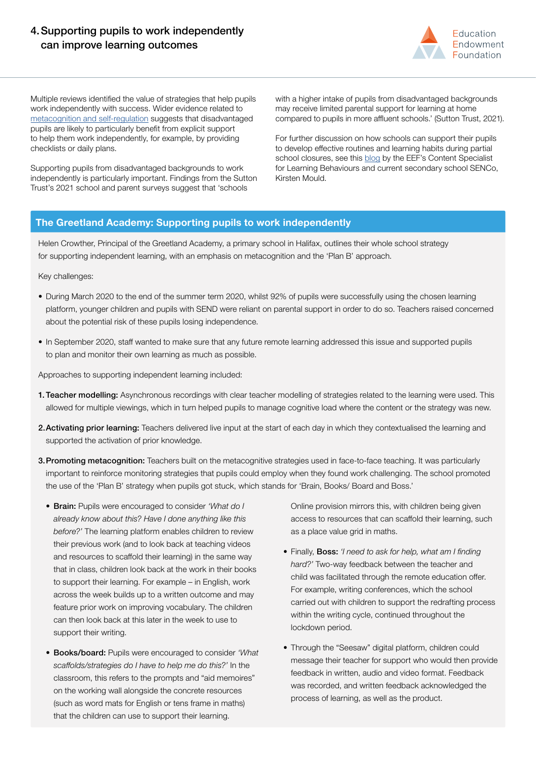## 4. Supporting pupils to work independently can improve learning outcomes

Multiple reviews identified the value of strategies that help pupils work independently with success. Wider evidence related to metacognition and self-regulation suggests that disadvantaged pupils are likely to particularly benefit from explicit support to help them work independently, for example, by providing checklists or daily plans.

Supporting pupils from disadvantaged backgrounds to work independently is particularly important. Findings from the Sutton Trust's 2021 school and parent surveys suggest that 'schools with a higher intake of pupils from disadvantaged backgrounds may receive limited parental support for learning at home compared to pupils in more affluent schools.' (Sutton Trust, 2021).

For further discussion on how schools can support their pupils to develop effective routines and learning habits during partial school closures, see this blog by the EEF's Content Specialist for Learning Behaviours and current secondary school SENCo, Kirsten Mould.

### The Greetland Academy: Supporting pupils to work independently

Helen Crowther, Principal of the Greetland Academy, a primary school in Halifax, outlines their whole school strategy for supporting independent learning, with an emphasis on metacognition and the 'Plan B' approach.

Key challenges:

- During March 2020 to the end of the summer term 2020, whilst 92% of pupils were successfully using the chosen learning platform, younger children and pupils with SEND were reliant on parental support in order to do so. Teachers raised concerned about the potential risk of these pupils losing independence.
- In September 2020, staff wanted to make sure that any future remote learning addressed this issue and supported pupils to plan and monitor their own learning as much as possible.

Approaches to supporting independent learning included:

1. **Teacher modelling:** Asynchronous recordings with clear teacher modelling of strategies related to the learning were used. This allowed for multiple viewings, which in turn helped pupils to manage cognitive load where the content or the strategy was new.
2. **Activating prior learning:** Teachers delivered live input at the start of each day in which they contextualised the learning and supported the activation of prior knowledge.
3. **Promoting metacognition:** Teachers built on the metacognitive strategies used in face-to-face teaching. It was particularly important to reinforce monitoring strategies that pupils could employ when they found work challenging. The school promoted the use of the 'Plan B' strategy when pupils got stuck, which stands for 'Brain, Books/ Board and Boss.'
   - **Brain:** Pupils were encouraged to consider *'What do I already know about this? Have I done anything like this before?'* The learning platform enables children to review their previous work (and to look back at teaching videos and resources to scaffold their learning) in the same way that in class, children look back at the work in their books to support their learning. For example – in English, work across the week builds up to a written outcome and may feature prior work on improving vocabulary. The children can then look back at this later in the week to use to support their writing.
   - **Books/board:** Pupils were encouraged to consider *'What scaffolds/strategies do I have to help me do this?'* In the classroom, this refers to the prompts and "aid memoires" on the working wall alongside the concrete resources (such as word mats for English or tens frame in maths) that the children can use to support their learning. Online provision mirrors this, with children being given access to resources that can scaffold their learning, such as a place value grid in maths.
   - Finally, **Boss:** *'I need to ask for help, what am I finding hard?'* Two-way feedback between the teacher and child was facilitated through the remote education offer. For example, writing conferences, which the school carried out with children to support the redrafting process within the writing cycle, continued throughout the lockdown period.
   - Through the "Seesaw" digital platform, children could message their teacher for support who would then provide feedback in written, audio and video format. Feedback was recorded, and written feedback acknowledged the process of learning, as well as the product.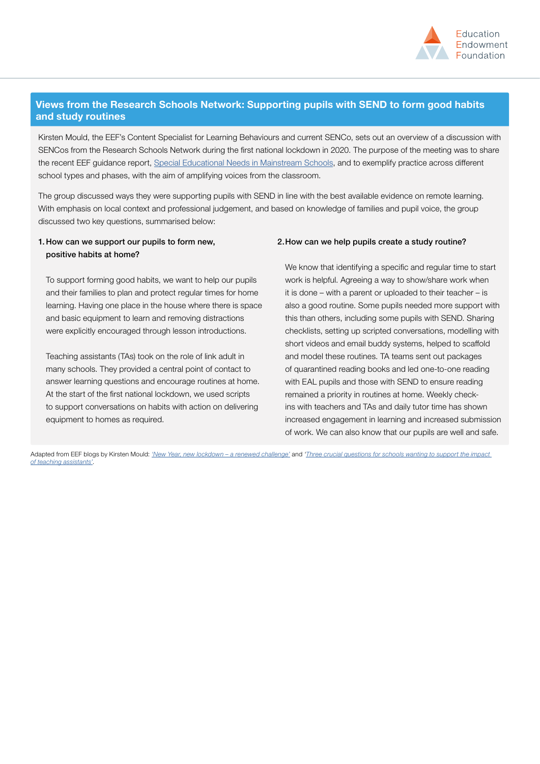## Views from the Research Schools Network: Supporting pupils with SEND to form good habits and study routines

Kirsten Mould, the EEF's Content Specialist for Learning Behaviours and current SENCo, sets out an overview of a discussion with SENCos from the Research Schools Network during the first national lockdown in 2020. The purpose of the meeting was to share the recent EEF guidance report, [Special Educational Needs in Mainstream Schools](), and to exemplify practice across different school types and phases, with the aim of amplifying voices from the classroom.

The group discussed ways they were supporting pupils with SEND in line with the best available evidence on remote learning. With emphasis on local context and professional judgement, and based on knowledge of families and pupil voice, the group discussed two key questions, summarised below:

1. **How can we support our pupils to form new, positive habits at home?**

   To support forming good habits, we want to help our pupils and their families to plan and protect regular times for home learning. Having one place in the house where there is space and basic equipment to learn and removing distractions were explicitly encouraged through lesson introductions.

   Teaching assistants (TAs) took on the role of link adult in many schools. They provided a central point of contact to answer learning questions and encourage routines at home. At the start of the first national lockdown, we used scripts to support conversations on habits with action on delivering equipment to homes as required.

2. **How can we help pupils create a study routine?**

   We know that identifying a specific and regular time to start work is helpful. Agreeing a way to show/share work when it is done – with a parent or uploaded to their teacher – is also a good routine. Some pupils needed more support with this than others, including some pupils with SEND. Sharing checklists, setting up scripted conversations, modelling with short videos and email buddy systems, helped to scaffold and model these routines. TA teams sent out packages of quarantined reading books and led one-to-one reading with EAL pupils and those with SEND to ensure reading remained a priority in routines at home. Weekly check-ins with teachers and TAs and daily tutor time has shown increased engagement in learning and increased submission of work. We can also know that our pupils are well and safe.

Adapted from EEF blogs by Kirsten Mould: *['New Year, new lockdown – a renewed challenge']()* and *['Three crucial questions for schools wanting to support the impact of teaching assistants']()*.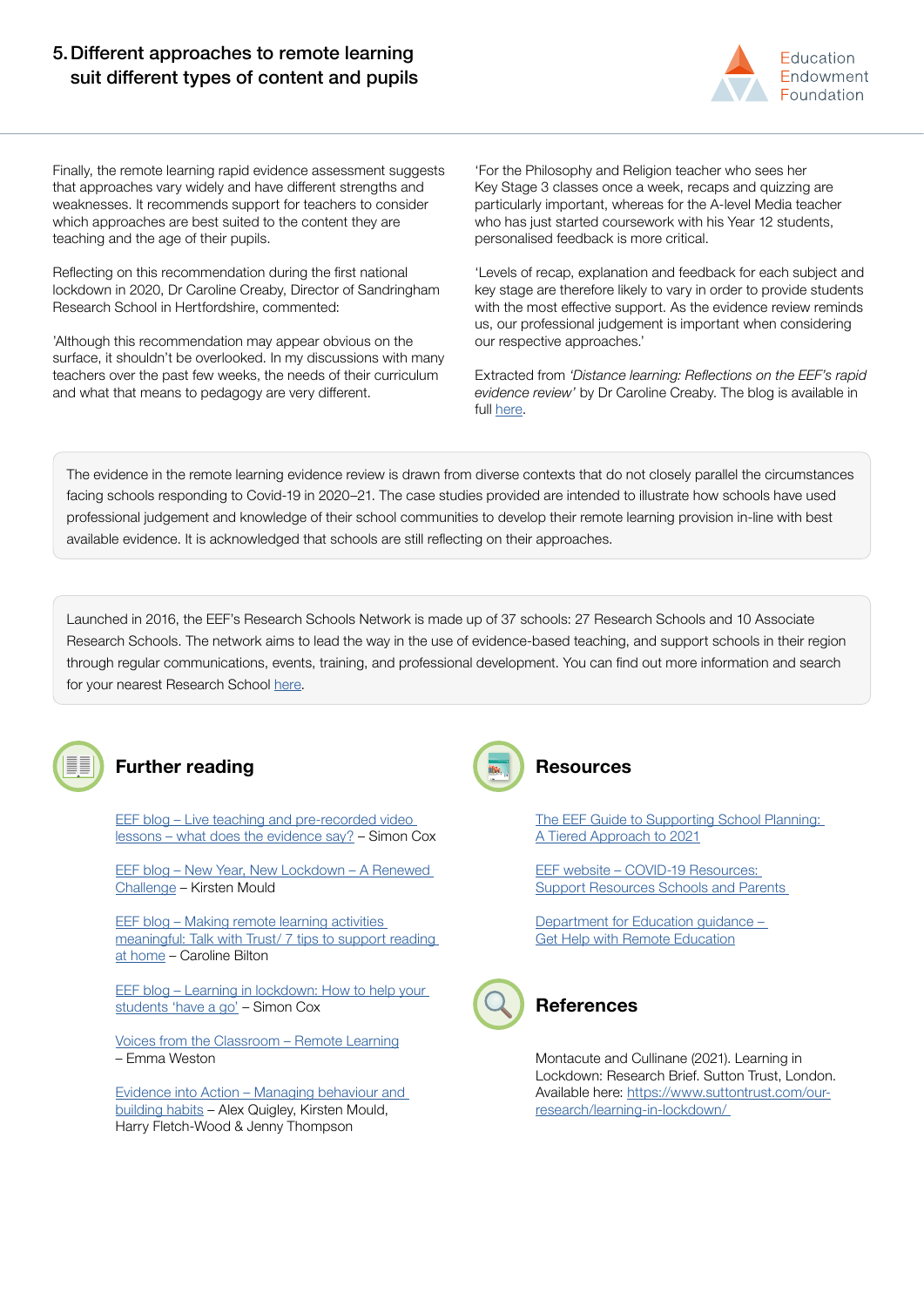## 5. Different approaches to remote learning suit different types of content and pupils

Finally, the remote learning rapid evidence assessment suggests that approaches vary widely and have different strengths and weaknesses. It recommends support for teachers to consider which approaches are best suited to the content they are teaching and the age of their pupils.

Reflecting on this recommendation during the first national lockdown in 2020, Dr Caroline Creaby, Director of Sandringham Research School in Hertfordshire, commented:

'Although this recommendation may appear obvious on the surface, it shouldn't be overlooked. In my discussions with many teachers over the past few weeks, the needs of their curriculum and what that means to pedagogy are very different.

'For the Philosophy and Religion teacher who sees her Key Stage 3 classes once a week, recaps and quizzing are particularly important, whereas for the A-level Media teacher who has just started coursework with his Year 12 students, personalised feedback is more critical.

'Levels of recap, explanation and feedback for each subject and key stage are therefore likely to vary in order to provide students with the most effective support. As the evidence review reminds us, our professional judgement is important when considering our respective approaches.'

Extracted from *'Distance learning: Reflections on the EEF's rapid evidence review'* by Dr Caroline Creaby. The blog is available in full here.

The evidence in the remote learning evidence review is drawn from diverse contexts that do not closely parallel the circumstances facing schools responding to Covid-19 in 2020–21. The case studies provided are intended to illustrate how schools have used professional judgement and knowledge of their school communities to develop their remote learning provision in-line with best available evidence. It is acknowledged that schools are still reflecting on their approaches.

Launched in 2016, the EEF's Research Schools Network is made up of 37 schools: 27 Research Schools and 10 Associate Research Schools. The network aims to lead the way in the use of evidence-based teaching, and support schools in their region through regular communications, events, training, and professional development. You can find out more information and search for your nearest Research School here.

### Further reading

EEF blog – Live teaching and pre-recorded video lessons – what does the evidence say? – Simon Cox

EEF blog – New Year, New Lockdown – A Renewed Challenge – Kirsten Mould

EEF blog – Making remote learning activities meaningful: Talk with Trust/ 7 tips to support reading at home – Caroline Bilton

EEF blog – Learning in lockdown: How to help your students 'have a go' – Simon Cox

Voices from the Classroom – Remote Learning – Emma Weston

Evidence into Action – Managing behaviour and building habits – Alex Quigley, Kirsten Mould, Harry Fletch-Wood & Jenny Thompson

### Resources

The EEF Guide to Supporting School Planning: A Tiered Approach to 2021

EEF website – COVID-19 Resources: Support Resources Schools and Parents

Department for Education guidance – Get Help with Remote Education

### References

Montacute and Cullinane (2021). Learning in Lockdown: Research Brief. Sutton Trust, London. Available here: https://www.suttontrust.com/our-research/learning-in-lockdown/